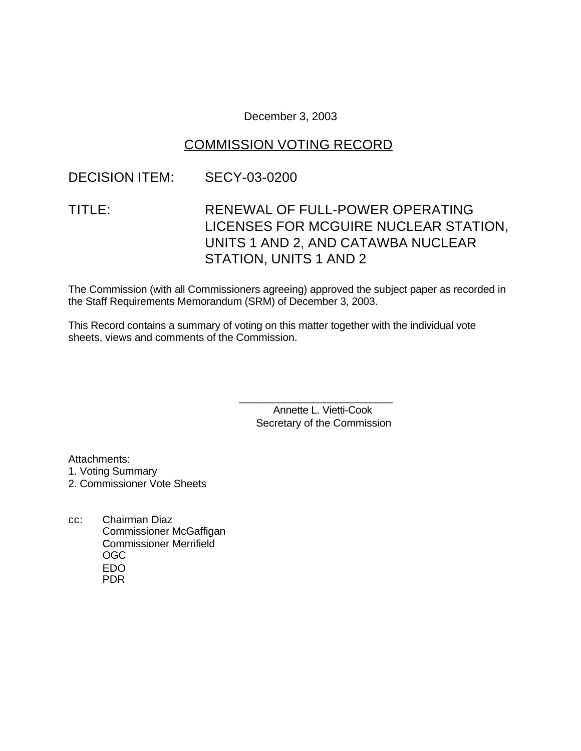December 3, 2003

# COMMISSION VOTING RECORD

DECISION ITEM: SECY-03-0200

TITLE: RENEWAL OF FULL-POWER OPERATING LICENSES FOR MCGUIRE NUCLEAR STATION, UNITS 1 AND 2, AND CATAWBA NUCLEAR STATION, UNITS 1 AND 2

The Commission (with all Commissioners agreeing) approved the subject paper as recorded in the Staff Requirements Memorandum (SRM) of December 3, 2003.

This Record contains a summary of voting on this matter together with the individual vote sheets, views and comments of the Commission.

\_\_\_\_\_\_\_\_\_\_\_\_\_\_\_\_\_\_\_\_\_\_\_\_\_\_\_

Annette L. Vietti-Cook
Secretary of the Commission

Attachments:
1. Voting Summary
2. Commissioner Vote Sheets

cc: Chairman Diaz
Commissioner McGaffigan
Commissioner Merrifield
OGC
EDO
PDR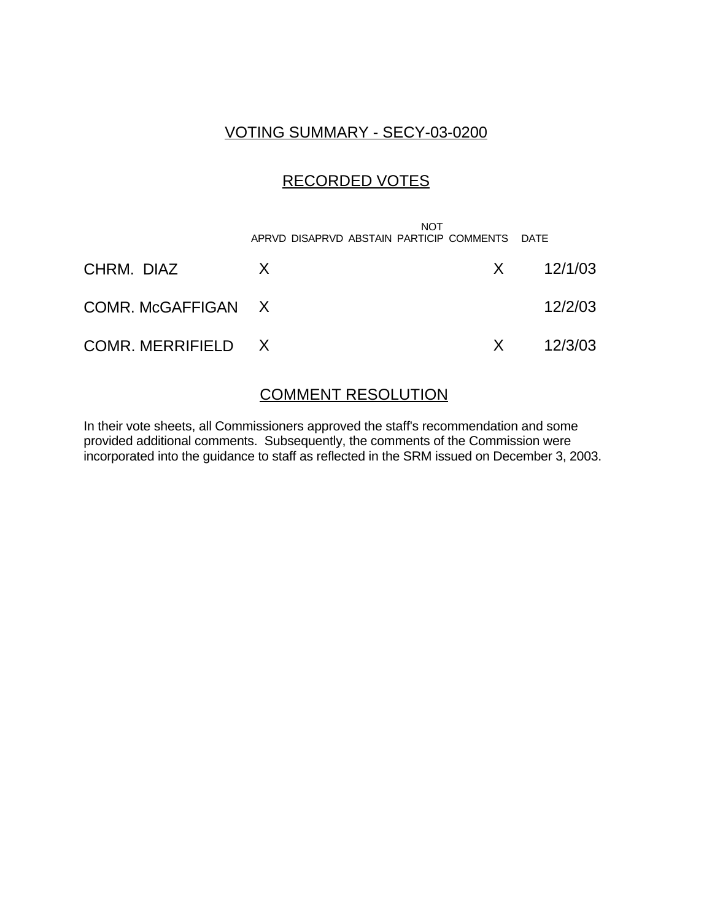## VOTING SUMMARY - SECY-03-0200

## RECORDED VOTES

| | APRVD | DISAPRVD | ABSTAIN | NOT PARTICIP | COMMENTS | DATE |
|---|---|---|---|---|---|---|
| CHRM. DIAZ | X | | | | X | 12/1/03 |
| COMR. McGAFFIGAN | X | | | | | 12/2/03 |
| COMR. MERRIFIELD | X | | | | X | 12/3/03 |

## COMMENT RESOLUTION

In their vote sheets, all Commissioners approved the staff's recommendation and some provided additional comments. Subsequently, the comments of the Commission were incorporated into the guidance to staff as reflected in the SRM issued on December 3, 2003.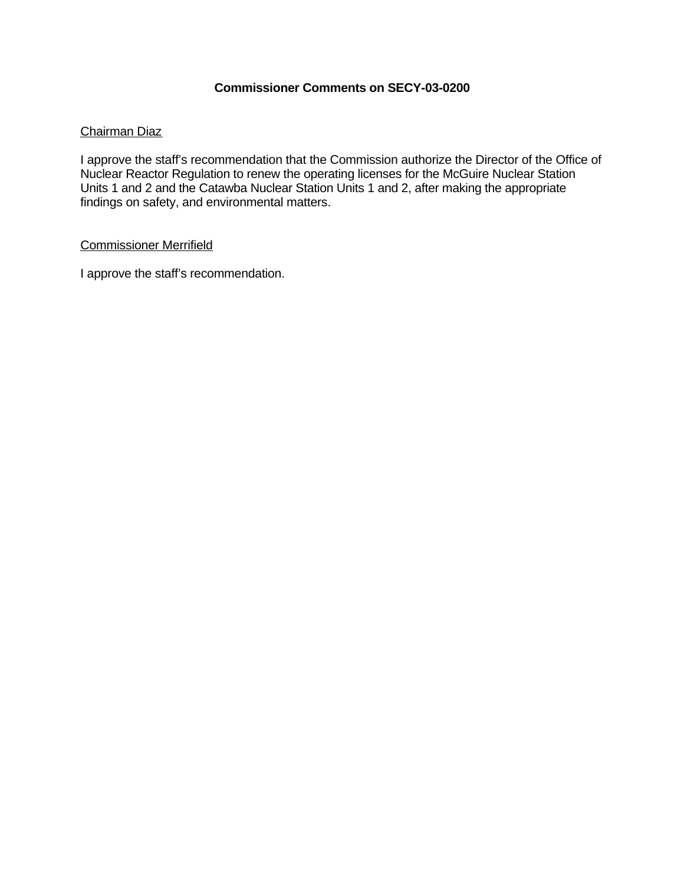**Commissioner Comments on SECY-03-0200**

Chairman Diaz

I approve the staff's recommendation that the Commission authorize the Director of the Office of Nuclear Reactor Regulation to renew the operating licenses for the McGuire Nuclear Station Units 1 and 2 and the Catawba Nuclear Station Units 1 and 2, after making the appropriate findings on safety, and environmental matters.

Commissioner Merrifield

I approve the staff's recommendation.